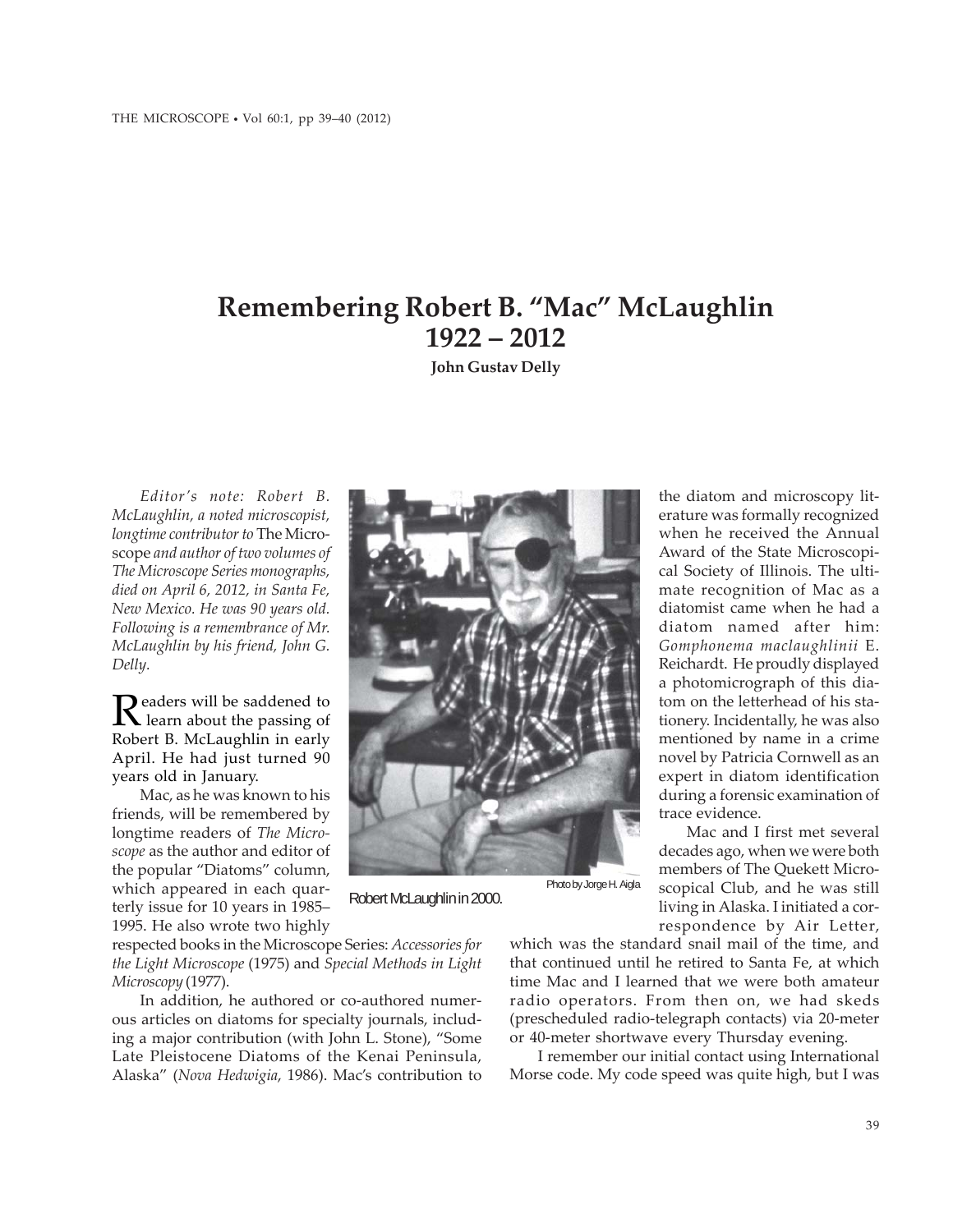# Remembering Robert B. "Mac" McLaughlin 1922 – 2012

**John Gustav Delly**

*Editor's note: Robert B. McLaughlin, a noted microscopist, longtime contributor to* The Microscope *and author of two volumes of The Microscope Series monographs, died on April 6, 2012, in Santa Fe, New Mexico. He was 90 years old. Following is a remembrance of Mr. McLaughlin by his friend, John G. Delly.*

Readers will be saddened to learn about the passing of Robert B. McLaughlin in early April. He had just turned 90 years old in January.

Mac, as he was known to his friends, will be remembered by longtime readers of *The Microscope* as the author and editor of the popular "Diatoms" column, which appeared in each quarterly issue for 10 years in 1985–1995. He also wrote two highly respected books in the Microscope Series: *Accessories for the Light Microscope* (1975) and *Special Methods in Light Microscopy* (1977).

Photo by Jorge H. Aigla

Robert McLaughlin in 2000.

In addition, he authored or co-authored numerous articles on diatoms for specialty journals, including a major contribution (with John L. Stone), "Some Late Pleistocene Diatoms of the Kenai Peninsula, Alaska" (*Nova Hedwigia*, 1986). Mac's contribution to the diatom and microscopy literature was formally recognized when he received the Annual Award of the State Microscopical Society of Illinois. The ultimate recognition of Mac as a diatomist came when he had a diatom named after him: *Gomphonema maclaughlinii* E. Reichardt. He proudly displayed a photomicrograph of this diatom on the letterhead of his stationery. Incidentally, he was also mentioned by name in a crime novel by Patricia Cornwell as an expert in diatom identification during a forensic examination of trace evidence.

Mac and I first met several decades ago, when we were both members of The Quekett Microscopical Club, and he was still living in Alaska. I initiated a correspondence by Air Letter, which was the standard snail mail of the time, and that continued until he retired to Santa Fe, at which time Mac and I learned that we were both amateur radio operators. From then on, we had skeds (prescheduled radio-telegraph contacts) via 20-meter or 40-meter shortwave every Thursday evening.

I remember our initial contact using International Morse code. My code speed was quite high, but I was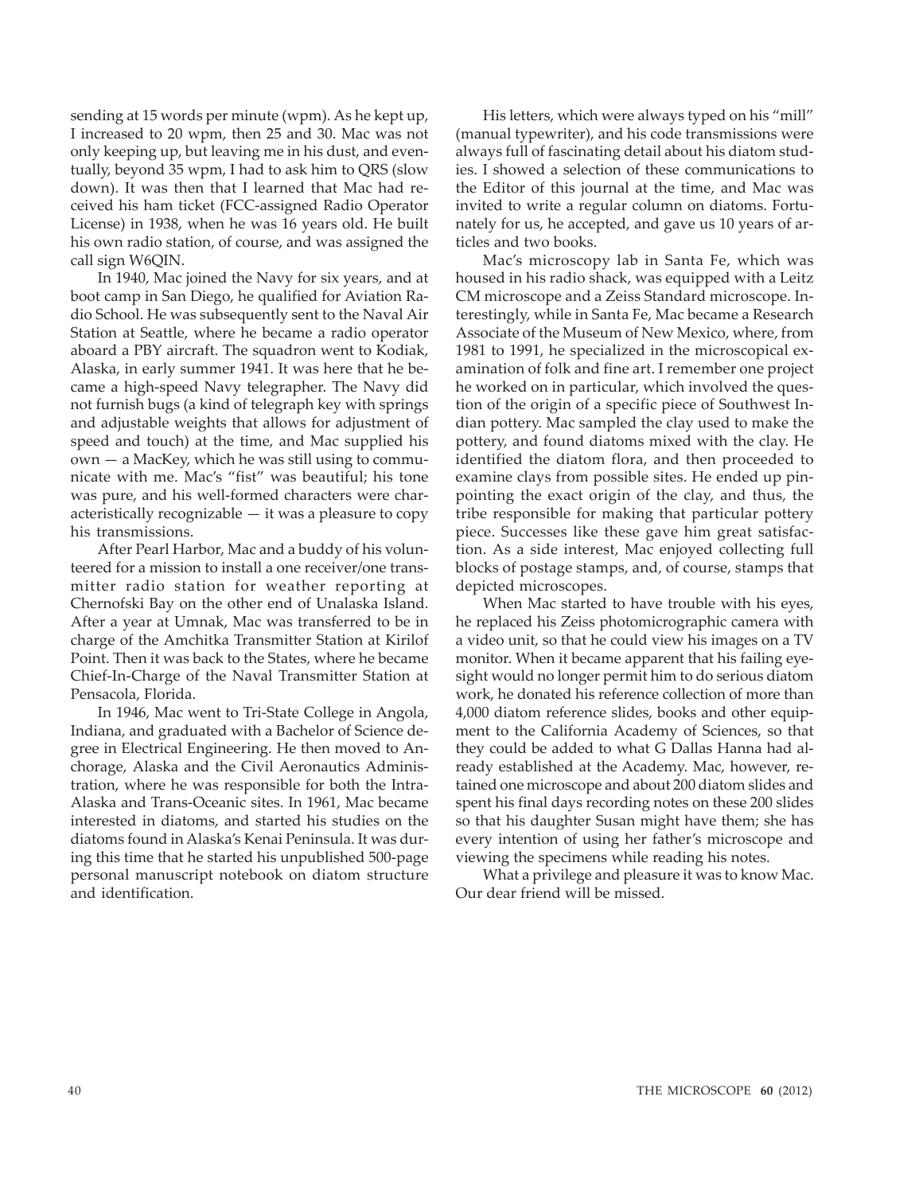sending at 15 words per minute (wpm). As he kept up, I increased to 20 wpm, then 25 and 30. Mac was not only keeping up, but leaving me in his dust, and eventually, beyond 35 wpm, I had to ask him to QRS (slow down). It was then that I learned that Mac had received his ham ticket (FCC-assigned Radio Operator License) in 1938, when he was 16 years old. He built his own radio station, of course, and was assigned the call sign W6QIN.

In 1940, Mac joined the Navy for six years, and at boot camp in San Diego, he qualified for Aviation Radio School. He was subsequently sent to the Naval Air Station at Seattle, where he became a radio operator aboard a PBY aircraft. The squadron went to Kodiak, Alaska, in early summer 1941. It was here that he became a high-speed Navy telegrapher. The Navy did not furnish bugs (a kind of telegraph key with springs and adjustable weights that allows for adjustment of speed and touch) at the time, and Mac supplied his own — a MacKey, which he was still using to communicate with me. Mac's "fist" was beautiful; his tone was pure, and his well-formed characters were characteristically recognizable — it was a pleasure to copy his transmissions.

After Pearl Harbor, Mac and a buddy of his volunteered for a mission to install a one receiver/one transmitter radio station for weather reporting at Chernofski Bay on the other end of Unalaska Island. After a year at Umnak, Mac was transferred to be in charge of the Amchitka Transmitter Station at Kirilof Point. Then it was back to the States, where he became Chief-In-Charge of the Naval Transmitter Station at Pensacola, Florida.

In 1946, Mac went to Tri-State College in Angola, Indiana, and graduated with a Bachelor of Science degree in Electrical Engineering. He then moved to Anchorage, Alaska and the Civil Aeronautics Administration, where he was responsible for both the Intra-Alaska and Trans-Oceanic sites. In 1961, Mac became interested in diatoms, and started his studies on the diatoms found in Alaska's Kenai Peninsula. It was during this time that he started his unpublished 500-page personal manuscript notebook on diatom structure and identification.

His letters, which were always typed on his "mill" (manual typewriter), and his code transmissions were always full of fascinating detail about his diatom studies. I showed a selection of these communications to the Editor of this journal at the time, and Mac was invited to write a regular column on diatoms. Fortunately for us, he accepted, and gave us 10 years of articles and two books.

Mac's microscopy lab in Santa Fe, which was housed in his radio shack, was equipped with a Leitz CM microscope and a Zeiss Standard microscope. Interestingly, while in Santa Fe, Mac became a Research Associate of the Museum of New Mexico, where, from 1981 to 1991, he specialized in the microscopical examination of folk and fine art. I remember one project he worked on in particular, which involved the question of the origin of a specific piece of Southwest Indian pottery. Mac sampled the clay used to make the pottery, and found diatoms mixed with the clay. He identified the diatom flora, and then proceeded to examine clays from possible sites. He ended up pinpointing the exact origin of the clay, and thus, the tribe responsible for making that particular pottery piece. Successes like these gave him great satisfaction. As a side interest, Mac enjoyed collecting full blocks of postage stamps, and, of course, stamps that depicted microscopes.

When Mac started to have trouble with his eyes, he replaced his Zeiss photomicrographic camera with a video unit, so that he could view his images on a TV monitor. When it became apparent that his failing eyesight would no longer permit him to do serious diatom work, he donated his reference collection of more than 4,000 diatom reference slides, books and other equipment to the California Academy of Sciences, so that they could be added to what G Dallas Hanna had already established at the Academy. Mac, however, retained one microscope and about 200 diatom slides and spent his final days recording notes on these 200 slides so that his daughter Susan might have them; she has every intention of using her father's microscope and viewing the specimens while reading his notes.

What a privilege and pleasure it was to know Mac. Our dear friend will be missed.